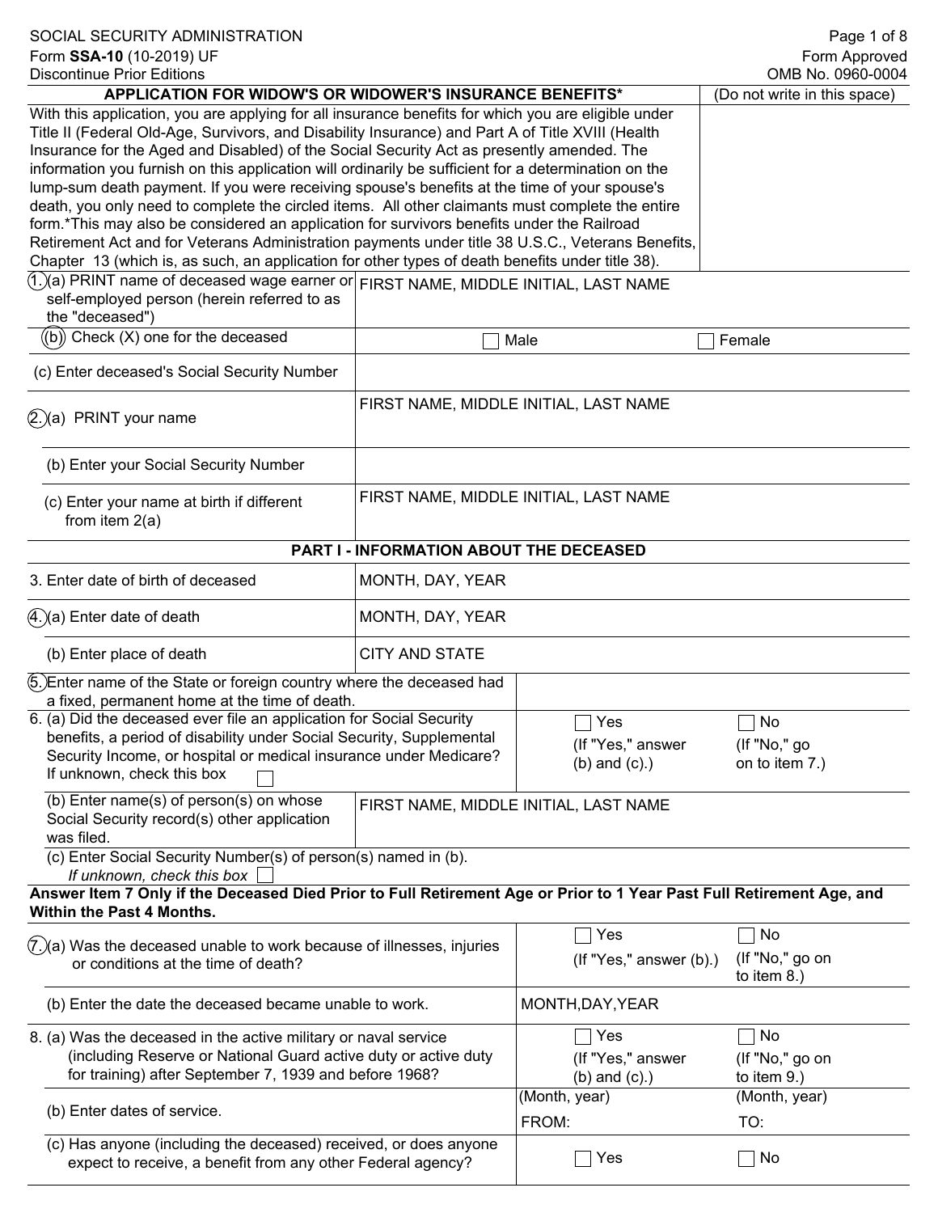SOCIAL SECURITY ADMINISTRATION
Form **SSA-10** (10-2019) UF
Discontinue Prior Editions

Form Approved
OMB No. 0960-0004

| APPLICATION FOR WIDOW'S OR WIDOWER'S INSURANCE BENEFITS* | (Do not write in this space) |
|---|---|
| With this application, you are applying for all insurance benefits for which you are eligible under Title II (Federal Old-Age, Survivors, and Disability Insurance) and Part A of Title XVIII (Health Insurance for the Aged and Disabled) of the Social Security Act as presently amended. The information you furnish on this application will ordinarily be sufficient for a determination on the lump-sum death payment. If you were receiving spouse's benefits at the time of your spouse's death, you only need to complete the circled items. All other claimants must complete the entire form.*This may also be considered an application for survivors benefits under the Railroad Retirement Act and for Veterans Administration payments under title 38 U.S.C., Veterans Benefits, Chapter 13 (which is, as such, an application for other types of death benefits under title 38). | |

| | |
|---|---|
| (1.) (a) PRINT name of deceased wage earner or self-employed person (herein referred to as the "deceased") | FIRST NAME, MIDDLE INITIAL, LAST NAME |
| (b) Check (X) one for the deceased | ☐ Male ☐ Female |
| (c) Enter deceased's Social Security Number | |
| (2.) (a) PRINT your name | FIRST NAME, MIDDLE INITIAL, LAST NAME |
| (b) Enter your Social Security Number | |
| (c) Enter your name at birth if different from item 2(a) | FIRST NAME, MIDDLE INITIAL, LAST NAME |

## PART I - INFORMATION ABOUT THE DECEASED

| | | |
|---|---|---|
| 3. Enter date of birth of deceased | MONTH, DAY, YEAR | |
| (4.) (a) Enter date of death | MONTH, DAY, YEAR | |
| (b) Enter place of death | CITY AND STATE | |
| (5.) Enter name of the State or foreign country where the deceased had a fixed, permanent home at the time of death. | | |
| 6. (a) Did the deceased ever file an application for Social Security benefits, a period of disability under Social Security, Supplemental Security Income, or hospital or medical insurance under Medicare? If unknown, check this box ☐ | ☐ Yes (If "Yes," answer (b) and (c).) | ☐ No (If "No," go on to item 7.) |
| (b) Enter name(s) of person(s) on whose Social Security record(s) other application was filed. | FIRST NAME, MIDDLE INITIAL, LAST NAME | |
| (c) Enter Social Security Number(s) of person(s) named in (b). *If unknown, check this box* ☐ | | |

**Answer Item 7 Only if the Deceased Died Prior to Full Retirement Age or Prior to 1 Year Past Full Retirement Age, and Within the Past 4 Months.**

| | | |
|---|---|---|
| (7.) (a) Was the deceased unable to work because of illnesses, injuries or conditions at the time of death? | ☐ Yes (If "Yes," answer (b).) | ☐ No (If "No," go on to item 8.) |
| (b) Enter the date the deceased became unable to work. | MONTH,DAY,YEAR | |
| 8. (a) Was the deceased in the active military or naval service (including Reserve or National Guard active duty or active duty for training) after September 7, 1939 and before 1968? | ☐ Yes (If "Yes," answer (b) and (c).) | ☐ No (If "No," go on to item 9.) |
| (b) Enter dates of service. | (Month, year) FROM: | (Month, year) TO: |
| (c) Has anyone (including the deceased) received, or does anyone expect to receive, a benefit from any other Federal agency? | ☐ Yes | ☐ No |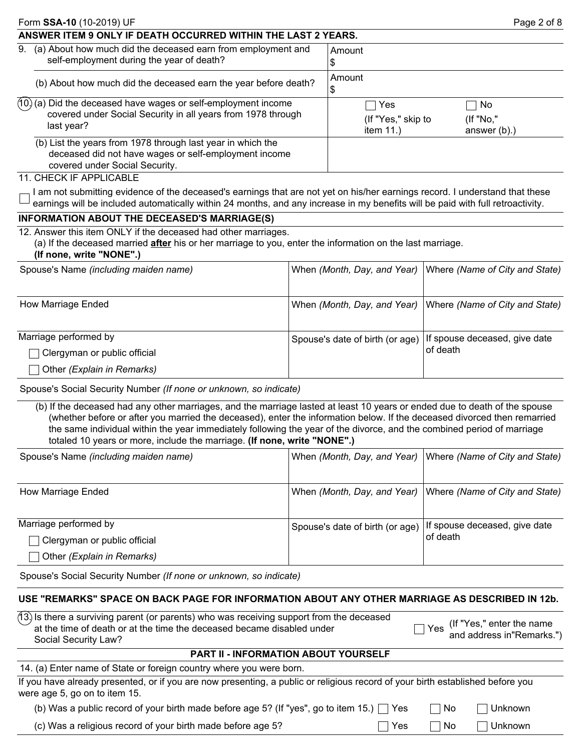**ANSWER ITEM 9 ONLY IF DEATH OCCURRED WITHIN THE LAST 2 YEARS.**

| | |
|---|---|
| 9. (a) About how much did the deceased earn from employment and self-employment during the year of death? | Amount $ |
| (b) About how much did the deceased earn the year before death? | Amount $ |
| 10. (a) Did the deceased have wages or self-employment income covered under Social Security in all years from 1978 through last year? | ☐ Yes (If "Yes," skip to item 11.) ☐ No (If "No," answer (b).) |
| (b) List the years from 1978 through last year in which the deceased did not have wages or self-employment income covered under Social Security. | |

11. CHECK IF APPLICABLE

☐ I am not submitting evidence of the deceased's earnings that are not yet on his/her earnings record. I understand that these earnings will be included automatically within 24 months, and any increase in my benefits will be paid with full retroactivity.

**INFORMATION ABOUT THE DECEASED'S MARRIAGE(S)**

12. Answer this item ONLY if the deceased had other marriages.

(a) If the deceased married **after** his or her marriage to you, enter the information on the last marriage. **(If none, write "NONE".)**

| Spouse's Name *(including maiden name)* | When *(Month, Day, and Year)* | Where *(Name of City and State)* |
|---|---|---|
| How Marriage Ended | When *(Month, Day, and Year)* | Where *(Name of City and State)* |
| Marriage performed by ☐ Clergyman or public official ☐ Other *(Explain in Remarks)* | Spouse's date of birth (or age) | If spouse deceased, give date of death |

Spouse's Social Security Number *(If none or unknown, so indicate)*

(b) If the deceased had any other marriages, and the marriage lasted at least 10 years or ended due to death of the spouse (whether before or after you married the deceased), enter the information below. If the deceased divorced then remarried the same individual within the year immediately following the year of the divorce, and the combined period of marriage totaled 10 years or more, include the marriage. **(If none, write "NONE".)**

| Spouse's Name *(including maiden name)* | When *(Month, Day, and Year)* | Where *(Name of City and State)* |
|---|---|---|
| How Marriage Ended | When *(Month, Day, and Year)* | Where *(Name of City and State)* |
| Marriage performed by ☐ Clergyman or public official ☐ Other *(Explain in Remarks)* | Spouse's date of birth (or age) | If spouse deceased, give date of death |

Spouse's Social Security Number *(If none or unknown, so indicate)*

**USE "REMARKS" SPACE ON BACK PAGE FOR INFORMATION ABOUT ANY OTHER MARRIAGE AS DESCRIBED IN 12b.**

13. Is there a surviving parent (or parents) who was receiving support from the deceased at the time of death or at the time the deceased became disabled under Social Security Law? ☐ Yes (If "Yes," enter the name and address in"Remarks.")

**PART II - INFORMATION ABOUT YOURSELF**

14. (a) Enter name of State or foreign country where you were born.

If you have already presented, or if you are now presenting, a public or religious record of your birth established before you were age 5, go on to item 15.

(b) Was a public record of your birth made before age 5? (If "yes", go to item 15.) ☐ Yes ☐ No ☐ Unknown

(c) Was a religious record of your birth made before age 5? ☐ Yes ☐ No ☐ Unknown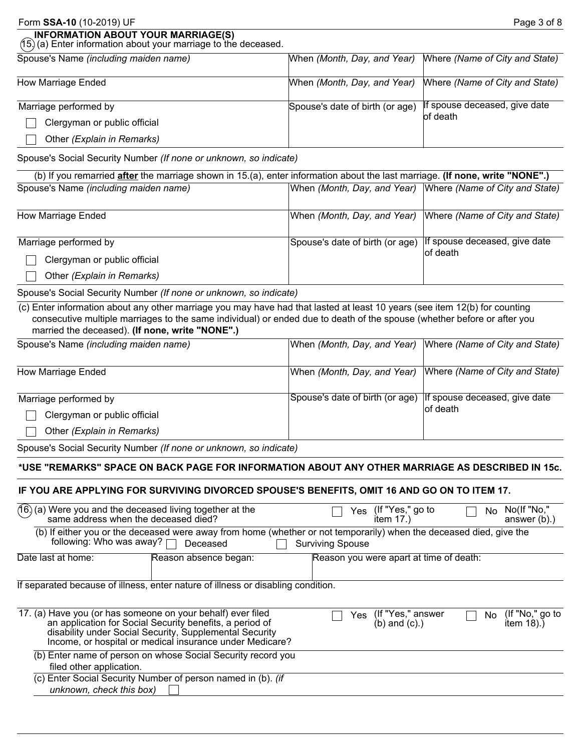## INFORMATION ABOUT YOUR MARRIAGE(S)

15. (a) Enter information about your marriage to the deceased.

| Spouse's Name *(including maiden name)* | When *(Month, Day, and Year)* | Where *(Name of City and State)* |
|---|---|---|
| How Marriage Ended | When *(Month, Day, and Year)* | Where *(Name of City and State)* |
| Marriage performed by<br>☐ Clergyman or public official<br>☐ Other *(Explain in Remarks)* | Spouse's date of birth (or age) | If spouse deceased, give date of death |

Spouse's Social Security Number *(If none or unknown, so indicate)*

(b) If you remarried **after** the marriage shown in 15.(a), enter information about the last marriage. **(If none, write "NONE".)**

| Spouse's Name *(including maiden name)* | When *(Month, Day, and Year)* | Where *(Name of City and State)* |
|---|---|---|
| How Marriage Ended | When *(Month, Day, and Year)* | Where *(Name of City and State)* |
| Marriage performed by<br>☐ Clergyman or public official<br>☐ Other *(Explain in Remarks)* | Spouse's date of birth (or age) | If spouse deceased, give date of death |

Spouse's Social Security Number *(If none or unknown, so indicate)*

(c) Enter information about any other marriage you may have had that lasted at least 10 years (see item 12(b) for counting consecutive multiple marriages to the same individual) or ended due to death of the spouse (whether before or after you married the deceased). **(If none, write "NONE".)**

| Spouse's Name *(including maiden name)* | When *(Month, Day, and Year)* | Where *(Name of City and State)* |
|---|---|---|
| How Marriage Ended | When *(Month, Day, and Year)* | Where *(Name of City and State)* |
| Marriage performed by<br>☐ Clergyman or public official<br>☐ Other *(Explain in Remarks)* | Spouse's date of birth (or age) | If spouse deceased, give date of death |

Spouse's Social Security Number *(If none or unknown, so indicate)*

**\*USE "REMARKS" SPACE ON BACK PAGE FOR INFORMATION ABOUT ANY OTHER MARRIAGE AS DESCRIBED IN 15c.**

**IF YOU ARE APPLYING FOR SURVIVING DIVORCED SPOUSE'S BENEFITS, OMIT 16 AND GO ON TO ITEM 17.**

16. (a) Were you and the deceased living together at the same address when the deceased died? ☐ Yes (If "Yes," go to item 17.) ☐ No No(If "No," answer (b).)

(b) If either you or the deceased were away from home (whether or not temporarily) when the deceased died, give the following: Who was away? ☐ Deceased ☐ Surviving Spouse

| Date last at home: | Reason absence began: | Reason you were apart at time of death: |
|---|---|---|
| | | |

If separated because of illness, enter nature of illness or disabling condition.

17. (a) Have you (or has someone on your behalf) ever filed an application for Social Security benefits, a period of disability under Social Security, Supplemental Security Income, or hospital or medical insurance under Medicare? ☐ Yes (If "Yes," answer (b) and (c).) ☐ No (If "No," go to item 18).)

(b) Enter name of person on whose Social Security record you filed other application.

(c) Enter Social Security Number of person named in (b). *(if unknown, check this box)* ☐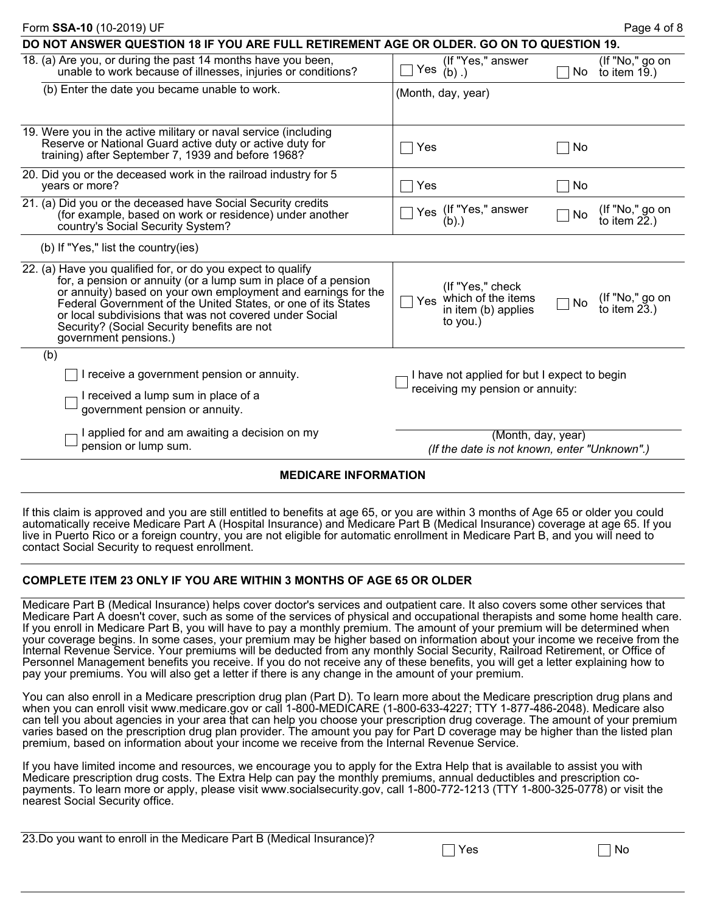**DO NOT ANSWER QUESTION 18 IF YOU ARE FULL RETIREMENT AGE OR OLDER. GO ON TO QUESTION 19.**

| | | |
|---|---|---|
| 18. (a) Are you, or during the past 14 months have you been, unable to work because of illnesses, injuries or conditions? | ☐ Yes (If "Yes," answer (b) .) | ☐ No (If "No," go on to item 19.) |
| (b) Enter the date you became unable to work. | (Month, day, year) | |
| 19. Were you in the active military or naval service (including Reserve or National Guard active duty or active duty for training) after September 7, 1939 and before 1968? | ☐ Yes | ☐ No |
| 20. Did you or the deceased work in the railroad industry for 5 years or more? | ☐ Yes | ☐ No |
| 21. (a) Did you or the deceased have Social Security credits (for example, based on work or residence) under another country's Social Security System? | ☐ Yes (If "Yes," answer (b).) | ☐ No (If "No," go on to item 22.) |
| (b) If "Yes," list the country(ies) | | |
| 22. (a) Have you qualified for, or do you expect to qualify for, a pension or annuity (or a lump sum in place of a pension or annuity) based on your own employment and earnings for the Federal Government of the United States, or one of its States or local subdivisions that was not covered under Social Security? (Social Security benefits are not government pensions.) | ☐ Yes (If "Yes," check which of the items in item (b) applies to you.) | ☐ No (If "No," go on to item 23.) |

(b)

☐ I receive a government pension or annuity.

☐ I received a lump sum in place of a government pension or annuity.

☐ I applied for and am awaiting a decision on my pension or lump sum.

☐ I have not applied for but I expect to begin receiving my pension or annuity:

(Month, day, year)
*(If the date is not known, enter "Unknown".)*

## MEDICARE INFORMATION

If this claim is approved and you are still entitled to benefits at age 65, or you are within 3 months of Age 65 or older you could automatically receive Medicare Part A (Hospital Insurance) and Medicare Part B (Medical Insurance) coverage at age 65. If you live in Puerto Rico or a foreign country, you are not eligible for automatic enrollment in Medicare Part B, and you will need to contact Social Security to request enrollment.

**COMPLETE ITEM 23 ONLY IF YOU ARE WITHIN 3 MONTHS OF AGE 65 OR OLDER**

Medicare Part B (Medical Insurance) helps cover doctor's services and outpatient care. It also covers some other services that Medicare Part A doesn't cover, such as some of the services of physical and occupational therapists and some home health care. If you enroll in Medicare Part B, you will have to pay a monthly premium. The amount of your premium will be determined when your coverage begins. In some cases, your premium may be higher based on information about your income we receive from the Internal Revenue Service. Your premiums will be deducted from any monthly Social Security, Railroad Retirement, or Office of Personnel Management benefits you receive. If you do not receive any of these benefits, you will get a letter explaining how to pay your premiums. You will also get a letter if there is any change in the amount of your premium.

You can also enroll in a Medicare prescription drug plan (Part D). To learn more about the Medicare prescription drug plans and when you can enroll visit www.medicare.gov or call 1-800-MEDICARE (1-800-633-4227; TTY 1-877-486-2048). Medicare also can tell you about agencies in your area that can help you choose your prescription drug coverage. The amount of your premium varies based on the prescription drug plan provider. The amount you pay for Part D coverage may be higher than the listed plan premium, based on information about your income we receive from the Internal Revenue Service.

If you have limited income and resources, we encourage you to apply for the Extra Help that is available to assist you with Medicare prescription drug costs. The Extra Help can pay the monthly premiums, annual deductibles and prescription co-payments. To learn more or apply, please visit www.socialsecurity.gov, call 1-800-772-1213 (TTY 1-800-325-0778) or visit the nearest Social Security office.

| | | |
|---|---|---|
| 23.Do you want to enroll in the Medicare Part B (Medical Insurance)? | ☐ Yes | ☐ No |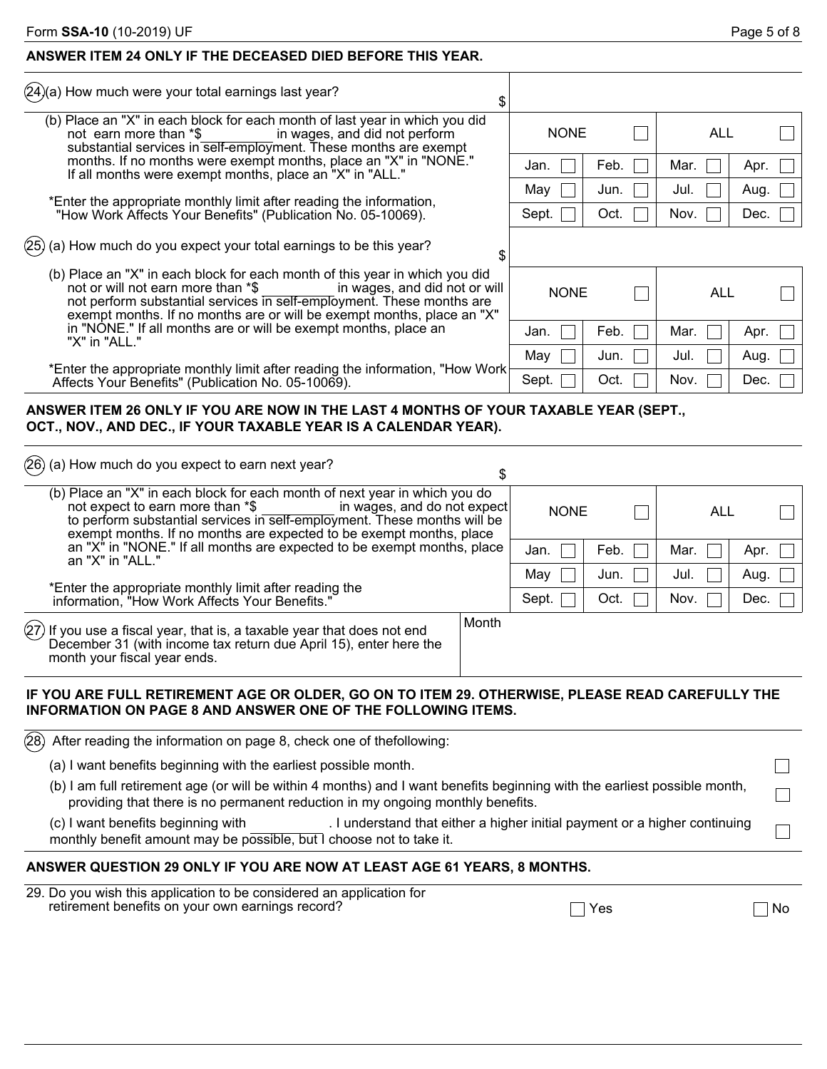**ANSWER ITEM 24 ONLY IF THE DECEASED DIED BEFORE THIS YEAR.**

(24) (a) How much were your total earnings last year? $

(b) Place an "X" in each block for each month of last year in which you did not earn more than *$ ________ in wages, and did not perform substantial services in self-employment. These months are exempt months. If no months were exempt months, place an "X" in "NONE." If all months were exempt months, place an "X" in "ALL."

*Enter the appropriate monthly limit after reading the information, "How Work Affects Your Benefits" (Publication No. 05-10069).

| NONE ☐ | | ALL ☐ | |
|---|---|---|---|
| Jan. ☐ | Feb. ☐ | Mar. ☐ | Apr. ☐ |
| May ☐ | Jun. ☐ | Jul. ☐ | Aug. ☐ |
| Sept. ☐ | Oct. ☐ | Nov. ☐ | Dec. ☐ |

(25) (a) How much do you expect your total earnings to be this year? $

(b) Place an "X" in each block for each month of this year in which you did not or will not earn more than *$ ________ in wages, and did not or will not perform substantial services in self-employment. These months are exempt months. If no months are or will be exempt months, place an "X" in "NONE." If all months are or will be exempt months, place an "X" in "ALL."

*Enter the appropriate monthly limit after reading the information, "How Work Affects Your Benefits" (Publication No. 05-10069).

| NONE ☐ | | ALL ☐ | |
|---|---|---|---|
| Jan. ☐ | Feb. ☐ | Mar. ☐ | Apr. ☐ |
| May ☐ | Jun. ☐ | Jul. ☐ | Aug. ☐ |
| Sept. ☐ | Oct. ☐ | Nov. ☐ | Dec. ☐ |

**ANSWER ITEM 26 ONLY IF YOU ARE NOW IN THE LAST 4 MONTHS OF YOUR TAXABLE YEAR (SEPT., OCT., NOV., AND DEC., IF YOUR TAXABLE YEAR IS A CALENDAR YEAR).**

(26) (a) How much do you expect to earn next year? $

(b) Place an "X" in each block for each month of next year in which you do not expect to earn more than *$ ________ in wages, and do not expect to perform substantial services in self-employment. These months will be exempt months. If no months are expected to be exempt months, place an "X" in "NONE." If all months are expected to be exempt months, place an "X" in "ALL."

*Enter the appropriate monthly limit after reading the information, "How Work Affects Your Benefits."

| NONE ☐ | | ALL ☐ | |
|---|---|---|---|
| Jan. ☐ | Feb. ☐ | Mar. ☐ | Apr. ☐ |
| May ☐ | Jun. ☐ | Jul. ☐ | Aug. ☐ |
| Sept. ☐ | Oct. ☐ | Nov. ☐ | Dec. ☐ |

(27) If you use a fiscal year, that is, a taxable year that does not end December 31 (with income tax return due April 15), enter here the month your fiscal year ends. Month ________

**IF YOU ARE FULL RETIREMENT AGE OR OLDER, GO ON TO ITEM 29. OTHERWISE, PLEASE READ CAREFULLY THE INFORMATION ON PAGE 8 AND ANSWER ONE OF THE FOLLOWING ITEMS.**

(28) After reading the information on page 8, check one of thefollowing:

(a) I want benefits beginning with the earliest possible month. ☐

(b) I am full retirement age (or will be within 4 months) and I want benefits beginning with the earliest possible month, providing that there is no permanent reduction in my ongoing monthly benefits. ☐

(c) I want benefits beginning with ________ . I understand that either a higher initial payment or a higher continuing monthly benefit amount may be possible, but I choose not to take it. ☐

**ANSWER QUESTION 29 ONLY IF YOU ARE NOW AT LEAST AGE 61 YEARS, 8 MONTHS.**

29. Do you wish this application to be considered an application for retirement benefits on your own earnings record? ☐ Yes ☐ No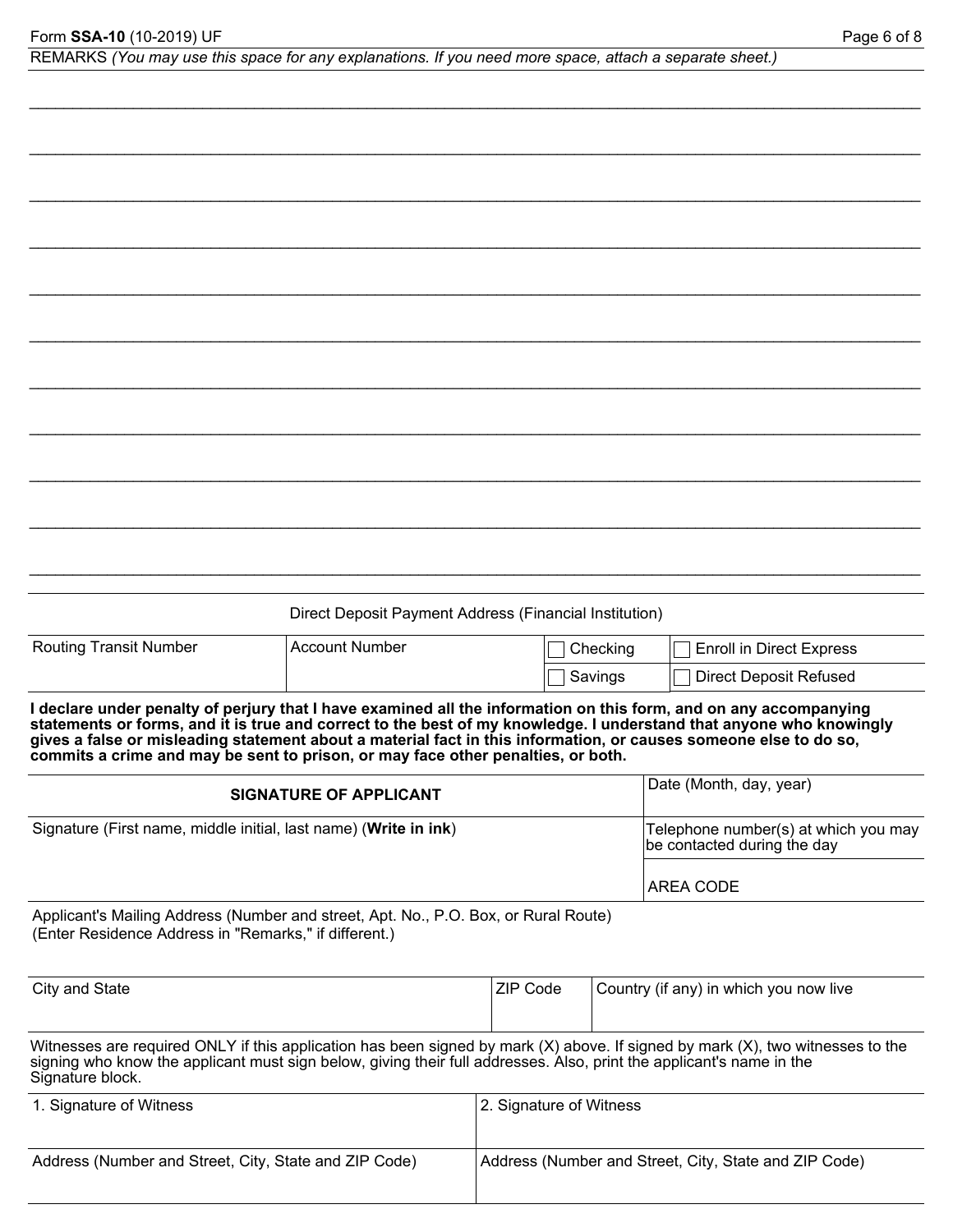REMARKS *(You may use this space for any explanations. If you need more space, attach a separate sheet.)*

______________________________________________________________________________

______________________________________________________________________________

______________________________________________________________________________

______________________________________________________________________________

______________________________________________________________________________

______________________________________________________________________________

______________________________________________________________________________

______________________________________________________________________________

______________________________________________________________________________

______________________________________________________________________________

______________________________________________________________________________

Direct Deposit Payment Address (Financial Institution)

| Routing Transit Number | Account Number | ☐ Checking | ☐ Enroll in Direct Express |
|---|---|---|---|
| | | ☐ Savings | ☐ Direct Deposit Refused |

**I declare under penalty of perjury that I have examined all the information on this form, and on any accompanying statements or forms, and it is true and correct to the best of my knowledge. I understand that anyone who knowingly gives a false or misleading statement about a material fact in this information, or causes someone else to do so, commits a crime and may be sent to prison, or may face other penalties, or both.**

| **SIGNATURE OF APPLICANT** | Date (Month, day, year) |
|---|---|
| Signature (First name, middle initial, last name) (**Write in ink**) | Telephone number(s) at which you may be contacted during the day |
| | AREA CODE |

Applicant's Mailing Address (Number and street, Apt. No., P.O. Box, or Rural Route)
(Enter Residence Address in "Remarks," if different.)

| City and State | ZIP Code | Country (if any) in which you now live |
|---|---|---|
| | | |

Witnesses are required ONLY if this application has been signed by mark (X) above. If signed by mark (X), two witnesses to the signing who know the applicant must sign below, giving their full addresses. Also, print the applicant's name in the Signature block.

| 1. Signature of Witness | 2. Signature of Witness |
|---|---|
| Address (Number and Street, City, State and ZIP Code) | Address (Number and Street, City, State and ZIP Code) |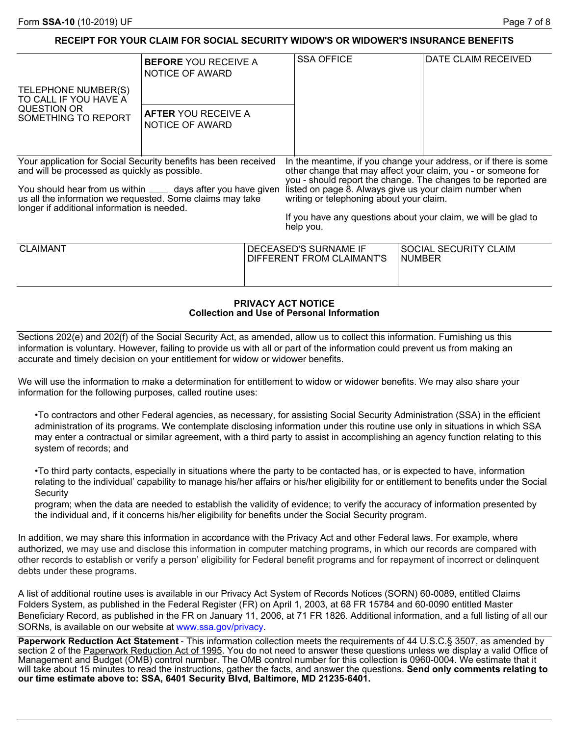## RECEIPT FOR YOUR CLAIM FOR SOCIAL SECURITY WIDOW'S OR WIDOWER'S INSURANCE BENEFITS

| TELEPHONE NUMBER(S) TO CALL IF YOU HAVE A QUESTION OR SOMETHING TO REPORT | **BEFORE** YOU RECEIVE A NOTICE OF AWARD | SSA OFFICE | DATE CLAIM RECEIVED |
|---|---|---|---|
| | **AFTER** YOU RECEIVE A NOTICE OF AWARD | | |

Your application for Social Security benefits has been received and will be processed as quickly as possible.

You should hear from us within ____ days after you have given us all the information we requested. Some claims may take longer if additional information is needed.

In the meantime, if you change your address, or if there is some other change that may affect your claim, you - or someone for you - should report the change. The changes to be reported are listed on page 8. Always give us your claim number when writing or telephoning about your claim.

If you have any questions about your claim, we will be glad to help you.

| CLAIMANT | DECEASED'S SURNAME IF DIFFERENT FROM CLAIMANT'S | SOCIAL SECURITY CLAIM NUMBER |
|---|---|---|
| | | |

### PRIVACY ACT NOTICE
### Collection and Use of Personal Information

Sections 202(e) and 202(f) of the Social Security Act, as amended, allow us to collect this information. Furnishing us this information is voluntary. However, failing to provide us with all or part of the information could prevent us from making an accurate and timely decision on your entitlement for widow or widower benefits.

We will use the information to make a determination for entitlement to widow or widower benefits. We may also share your information for the following purposes, called routine uses:

- To contractors and other Federal agencies, as necessary, for assisting Social Security Administration (SSA) in the efficient administration of its programs. We contemplate disclosing information under this routine use only in situations in which SSA may enter a contractual or similar agreement, with a third party to assist in accomplishing an agency function relating to this system of records; and

- To third party contacts, especially in situations where the party to be contacted has, or is expected to have, information relating to the individual' capability to manage his/her affairs or his/her eligibility for or entitlement to benefits under the Social Security program; when the data are needed to establish the validity of evidence; to verify the accuracy of information presented by the individual and, if it concerns his/her eligibility for benefits under the Social Security program.

In addition, we may share this information in accordance with the Privacy Act and other Federal laws. For example, where authorized, we may use and disclose this information in computer matching programs, in which our records are compared with other records to establish or verify a person' eligibility for Federal benefit programs and for repayment of incorrect or delinquent debts under these programs.

A list of additional routine uses is available in our Privacy Act System of Records Notices (SORN) 60-0089, entitled Claims Folders System, as published in the Federal Register (FR) on April 1, 2003, at 68 FR 15784 and 60-0090 entitled Master Beneficiary Record, as published in the FR on January 11, 2006, at 71 FR 1826. Additional information, and a full listing of all our SORNs, is available on our website at www.ssa.gov/privacy.

**Paperwork Reduction Act Statement** - This information collection meets the requirements of 44 U.S.C.§ 3507, as amended by section 2 of the Paperwork Reduction Act of 1995. You do not need to answer these questions unless we display a valid Office of Management and Budget (OMB) control number. The OMB control number for this collection is 0960-0004. We estimate that it will take about 15 minutes to read the instructions, gather the facts, and answer the questions. **Send only comments relating to our time estimate above to: SSA, 6401 Security Blvd, Baltimore, MD 21235-6401.**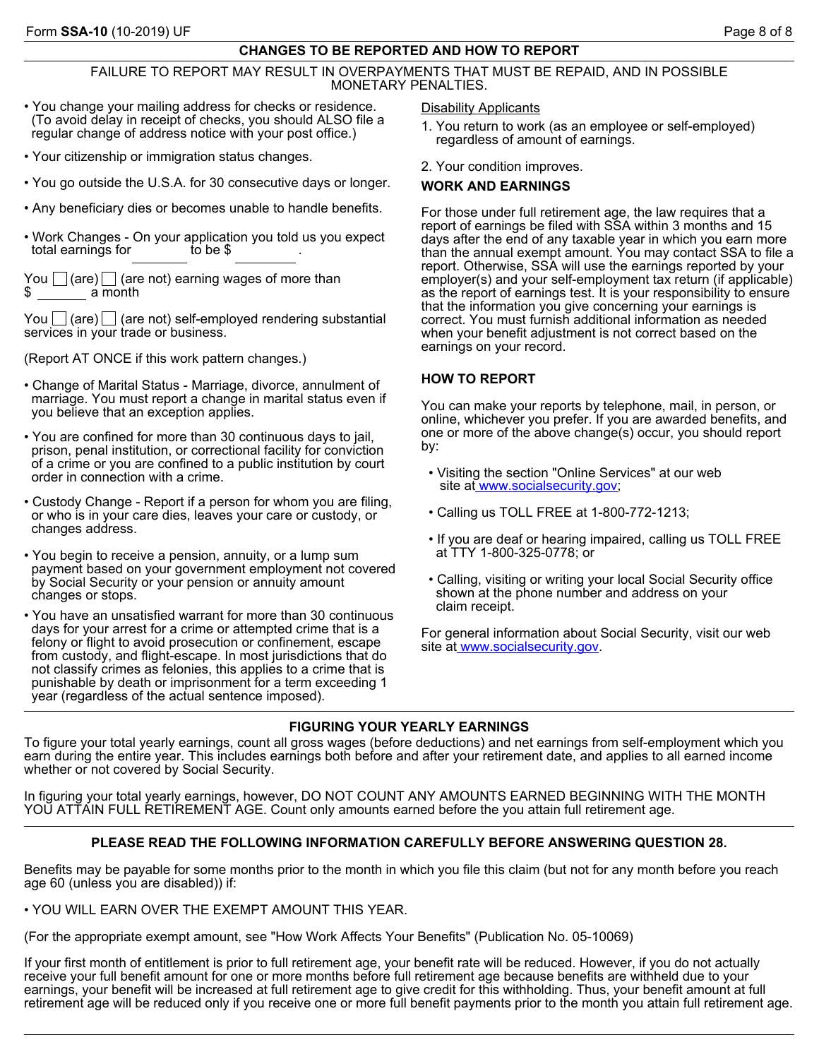## CHANGES TO BE REPORTED AND HOW TO REPORT

FAILURE TO REPORT MAY RESULT IN OVERPAYMENTS THAT MUST BE REPAID, AND IN POSSIBLE MONETARY PENALTIES.

- You change your mailing address for checks or residence. (To avoid delay in receipt of checks, you should ALSO file a regular change of address notice with your post office.)
- Your citizenship or immigration status changes.
- You go outside the U.S.A. for 30 consecutive days or longer.
- Any beneficiary dies or becomes unable to handle benefits.
- Work Changes - On your application you told us you expect total earnings for ________ to be $ ________.

You ☐ (are) ☐ (are not) earning wages of more than $ ________ a month

You ☐ (are) ☐ (are not) self-employed rendering substantial services in your trade or business.

(Report AT ONCE if this work pattern changes.)

- Change of Marital Status - Marriage, divorce, annulment of marriage. You must report a change in marital status even if you believe that an exception applies.
- You are confined for more than 30 continuous days to jail, prison, penal institution, or correctional facility for conviction of a crime or you are confined to a public institution by court order in connection with a crime.
- Custody Change - Report if a person for whom you are filing, or who is in your care dies, leaves your care or custody, or changes address.
- You begin to receive a pension, annuity, or a lump sum payment based on your government employment not covered by Social Security or your pension or annuity amount changes or stops.
- You have an unsatisfied warrant for more than 30 continuous days for your arrest for a crime or attempted crime that is a felony or flight to avoid prosecution or confinement, escape from custody, and flight-escape. In most jurisdictions that do not classify crimes as felonies, this applies to a crime that is punishable by death or imprisonment for a term exceeding 1 year (regardless of the actual sentence imposed).

Disability Applicants

1. You return to work (as an employee or self-employed) regardless of amount of earnings.
2. Your condition improves.

### WORK AND EARNINGS

For those under full retirement age, the law requires that a report of earnings be filed with SSA within 3 months and 15 days after the end of any taxable year in which you earn more than the annual exempt amount. You may contact SSA to file a report. Otherwise, SSA will use the earnings reported by your employer(s) and your self-employment tax return (if applicable) as the report of earnings test. It is your responsibility to ensure that the information you give concerning your earnings is correct. You must furnish additional information as needed when your benefit adjustment is not correct based on the earnings on your record.

### HOW TO REPORT

You can make your reports by telephone, mail, in person, or online, whichever you prefer. If you are awarded benefits, and one or more of the above change(s) occur, you should report by:

- Visiting the section "Online Services" at our web site at www.socialsecurity.gov;
- Calling us TOLL FREE at 1-800-772-1213;
- If you are deaf or hearing impaired, calling us TOLL FREE at TTY 1-800-325-0778; or
- Calling, visiting or writing your local Social Security office shown at the phone number and address on your claim receipt.

For general information about Social Security, visit our web site at www.socialsecurity.gov.

## FIGURING YOUR YEARLY EARNINGS

To figure your total yearly earnings, count all gross wages (before deductions) and net earnings from self-employment which you earn during the entire year. This includes earnings both before and after your retirement date, and applies to all earned income whether or not covered by Social Security.

In figuring your total yearly earnings, however, DO NOT COUNT ANY AMOUNTS EARNED BEGINNING WITH THE MONTH YOU ATTAIN FULL RETIREMENT AGE. Count only amounts earned before the you attain full retirement age.

## PLEASE READ THE FOLLOWING INFORMATION CAREFULLY BEFORE ANSWERING QUESTION 28.

Benefits may be payable for some months prior to the month in which you file this claim (but not for any month before you reach age 60 (unless you are disabled)) if:

- YOU WILL EARN OVER THE EXEMPT AMOUNT THIS YEAR.

(For the appropriate exempt amount, see "How Work Affects Your Benefits" (Publication No. 05-10069)

If your first month of entitlement is prior to full retirement age, your benefit rate will be reduced. However, if you do not actually receive your full benefit amount for one or more months before full retirement age because benefits are withheld due to your earnings, your benefit will be increased at full retirement age to give credit for this withholding. Thus, your benefit amount at full retirement age will be reduced only if you receive one or more full benefit payments prior to the month you attain full retirement age.